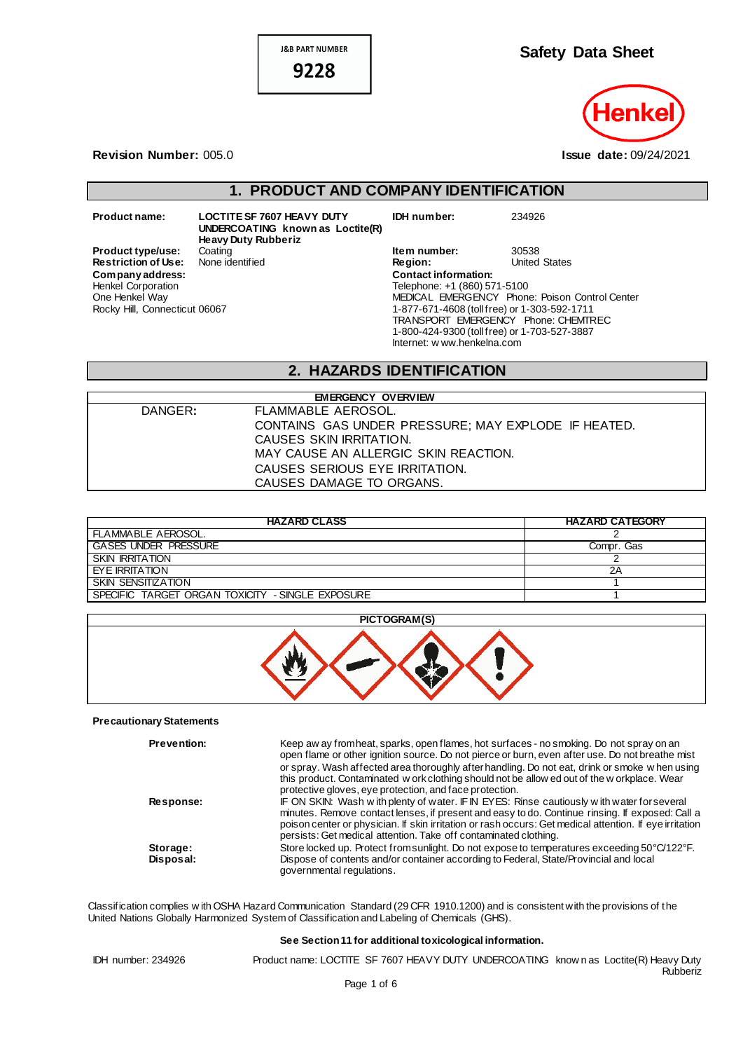J&B PART NUMBER
**9228**

# Safety Data Sheet

**Revision Number:** 005.0

**Issue date:** 09/24/2021

## 1. PRODUCT AND COMPANY IDENTIFICATION

**Product name:** LOCTITE SF 7607 HEAVY DUTY UNDERCOATING known as Loctite(R) Heavy Duty Rubberiz

**Product type/use:** Coating

**Restriction of Use:** None identified

**Company address:**
Henkel Corporation
One Henkel Way
Rocky Hill, Connecticut 06067

**IDH number:** 234926

**Item number:** 30538

**Region:** United States

**Contact information:**
Telephone: +1 (860) 571-5100
MEDICAL EMERGENCY Phone: Poison Control Center
1-877-671-4608 (toll free) or 1-303-592-1711
TRANSPORT EMERGENCY Phone: CHEMTREC
1-800-424-9300 (toll free) or 1-703-527-3887
Internet: www.henkelna.com

## 2. HAZARDS IDENTIFICATION

| EMERGENCY OVERVIEW | |
|---|---|
| DANGER: | FLAMMABLE AEROSOL.<br>CONTAINS GAS UNDER PRESSURE; MAY EXPLODE IF HEATED.<br>CAUSES SKIN IRRITATION.<br>MAY CAUSE AN ALLERGIC SKIN REACTION.<br>CAUSES SERIOUS EYE IRRITATION.<br>CAUSES DAMAGE TO ORGANS. |

| HAZARD CLASS | HAZARD CATEGORY |
|---|---|
| FLAMMABLE AEROSOL. | 2 |
| GASES UNDER PRESSURE | Compr. Gas |
| SKIN IRRITATION | 2 |
| EYE IRRITATION | 2A |
| SKIN SENSITIZATION | 1 |
| SPECIFIC TARGET ORGAN TOXICITY - SINGLE EXPOSURE | 1 |

**PICTOGRAM(S)**

**Precautionary Statements**

**Prevention:** Keep away from heat, sparks, open flames, hot surfaces - no smoking. Do not spray on an open flame or other ignition source. Do not pierce or burn, even after use. Do not breathe mist or spray. Wash affected area thoroughly after handling. Do not eat, drink or smoke when using this product. Contaminated work clothing should not be allowed out of the workplace. Wear protective gloves, eye protection, and face protection.

**Response:** IF ON SKIN: Wash with plenty of water. IF IN EYES: Rinse cautiously with water for several minutes. Remove contact lenses, if present and easy to do. Continue rinsing. If exposed: Call a poison center or physician. If skin irritation or rash occurs: Get medical attention. If eye irritation persists: Get medical attention. Take off contaminated clothing.

**Storage:** Store locked up. Protect from sunlight. Do not expose to temperatures exceeding 50°C/122°F.

**Disposal:** Dispose of contents and/or container according to Federal, State/Provincial and local governmental regulations.

Classification complies with OSHA Hazard Communication Standard (29 CFR 1910.1200) and is consistent with the provisions of the United Nations Globally Harmonized System of Classification and Labeling of Chemicals (GHS).

**See Section 11 for additional toxicological information.**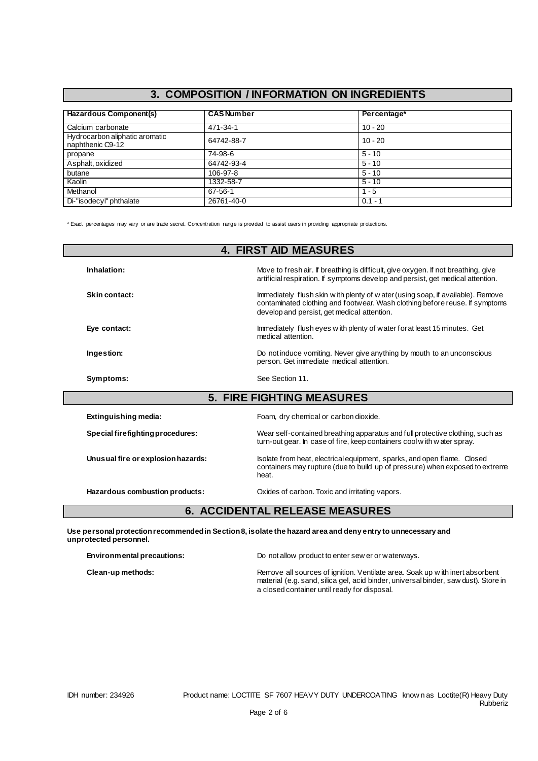## 3. COMPOSITION / INFORMATION ON INGREDIENTS

| Hazardous Component(s) | CAS Number | Percentage* |
|---|---|---|
| Calcium carbonate | 471-34-1 | 10 - 20 |
| Hydrocarbon aliphatic aromatic naphthenic C9-12 | 64742-88-7 | 10 - 20 |
| propane | 74-98-6 | 5 - 10 |
| Asphalt, oxidized | 64742-93-4 | 5 - 10 |
| butane | 106-97-8 | 5 - 10 |
| Kaolin | 1332-58-7 | 5 - 10 |
| Methanol | 67-56-1 | 1 - 5 |
| Di-"isodecyl" phthalate | 26761-40-0 | 0.1 - 1 |

\* Exact percentages may vary or are trade secret. Concentration range is provided to assist users in providing appropriate protections.

## 4. FIRST AID MEASURES

**Inhalation:** Move to fresh air. If breathing is difficult, give oxygen. If not breathing, give artificial respiration. If symptoms develop and persist, get medical attention.

**Skin contact:** Immediately flush skin with plenty of water (using soap, if available). Remove contaminated clothing and footwear. Wash clothing before reuse. If symptoms develop and persist, get medical attention.

**Eye contact:** Immediately flush eyes with plenty of water for at least 15 minutes. Get medical attention.

**Ingestion:** Do not induce vomiting. Never give anything by mouth to an unconscious person. Get immediate medical attention.

**Symptoms:** See Section 11.

## 5. FIRE FIGHTING MEASURES

**Extinguishing media:** Foam, dry chemical or carbon dioxide.

**Special firefighting procedures:** Wear self-contained breathing apparatus and full protective clothing, such as turn-out gear. In case of fire, keep containers cool with water spray.

**Unusual fire or explosion hazards:** Isolate from heat, electrical equipment, sparks, and open flame. Closed containers may rupture (due to build up of pressure) when exposed to extreme heat.

**Hazardous combustion products:** Oxides of carbon. Toxic and irritating vapors.

## 6. ACCIDENTAL RELEASE MEASURES

**Use personal protection recommended in Section 8, isolate the hazard area and deny entry to unnecessary and unprotected personnel.**

**Environmental precautions:** Do not allow product to enter sewer or waterways.

**Clean-up methods:** Remove all sources of ignition. Ventilate area. Soak up with inert absorbent material (e.g. sand, silica gel, acid binder, universal binder, saw dust). Store in a closed container until ready for disposal.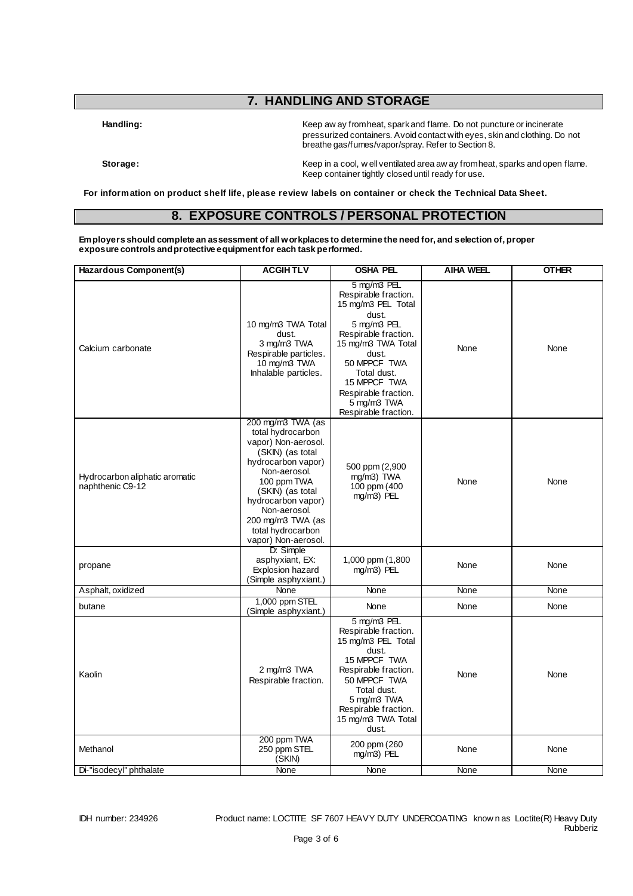## 7. HANDLING AND STORAGE

**Handling:** Keep away from heat, spark and flame. Do not puncture or incinerate pressurized containers. Avoid contact with eyes, skin and clothing. Do not breathe gas/fumes/vapor/spray. Refer to Section 8.

**Storage:** Keep in a cool, well ventilated area away from heat, sparks and open flame. Keep container tightly closed until ready for use.

**For information on product shelf life, please review labels on container or check the Technical Data Sheet.**

## 8. EXPOSURE CONTROLS / PERSONAL PROTECTION

**Employers should complete an assessment of all workplaces to determine the need for, and selection of, proper exposure controls and protective equipment for each task performed.**

| Hazardous Component(s) | ACGIH TLV | OSHA PEL | AIHA WEEL | OTHER |
|---|---|---|---|---|
| Calcium carbonate | 10 mg/m3 TWA Total dust.<br>3 mg/m3 TWA Respirable particles.<br>10 mg/m3 TWA Inhalable particles. | 5 mg/m3 PEL Respirable fraction.<br>15 mg/m3 PEL Total dust.<br>5 mg/m3 PEL Respirable fraction.<br>15 mg/m3 TWA Total dust.<br>50 MPPCF TWA Total dust.<br>15 MPPCF TWA Respirable fraction.<br>5 mg/m3 TWA Respirable fraction. | None | None |
| Hydrocarbon aliphatic aromatic naphthenic C9-12 | 200 mg/m3 TWA (as total hydrocarbon vapor) Non-aerosol.<br>(SKIN) (as total hydrocarbon vapor) Non-aerosol.<br>100 ppm TWA (SKIN) (as total hydrocarbon vapor) Non-aerosol.<br>200 mg/m3 TWA (as total hydrocarbon vapor) Non-aerosol. | 500 ppm (2,900 mg/m3) TWA<br>100 ppm (400 mg/m3) PEL | None | None |
| propane | D: Simple asphyxiant, EX: Explosion hazard (Simple asphyxiant.) | 1,000 ppm (1,800 mg/m3) PEL | None | None |
| Asphalt, oxidized | None | None | None | None |
| butane | 1,000 ppm STEL (Simple asphyxiant.) | None | None | None |
| Kaolin | 2 mg/m3 TWA Respirable fraction. | 5 mg/m3 PEL Respirable fraction.<br>15 mg/m3 PEL Total dust.<br>15 MPPCF TWA Respirable fraction.<br>50 MPPCF TWA Total dust.<br>5 mg/m3 TWA Respirable fraction.<br>15 mg/m3 TWA Total dust. | None | None |
| Methanol | 200 ppm TWA<br>250 ppm STEL<br>(SKIN) | 200 ppm (260 mg/m3) PEL | None | None |
| Di-"isodecyl" phthalate | None | None | None | None |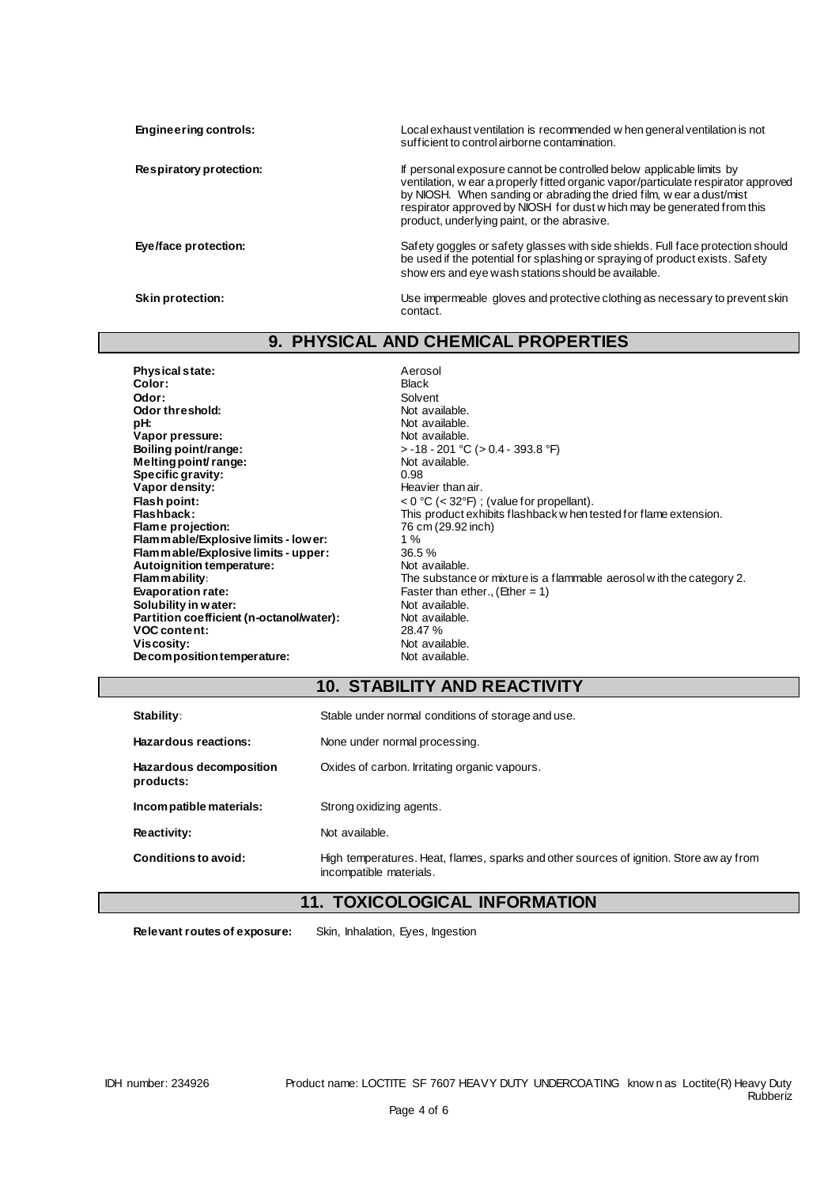| | |
|---|---|
| **Engineering controls:** | Local exhaust ventilation is recommended when general ventilation is not sufficient to control airborne contamination. |
| **Respiratory protection:** | If personal exposure cannot be controlled below applicable limits by ventilation, wear a properly fitted organic vapor/particulate respirator approved by NIOSH. When sanding or abrading the dried film, wear a dust/mist respirator approved by NIOSH for dust which may be generated from this product, underlying paint, or the abrasive. |
| **Eye/face protection:** | Safety goggles or safety glasses with side shields. Full face protection should be used if the potential for splashing or spraying of product exists. Safety showers and eye wash stations should be available. |
| **Skin protection:** | Use impermeable gloves and protective clothing as necessary to prevent skin contact. |

## 9. PHYSICAL AND CHEMICAL PROPERTIES

| | |
|---|---|
| **Physical state:** | Aerosol |
| **Color:** | Black |
| **Odor:** | Solvent |
| **Odor threshold:** | Not available. |
| **pH:** | Not available. |
| **Vapor pressure:** | Not available. |
| **Boiling point/range:** | > -18 - 201 °C (> 0.4 - 393.8 °F) |
| **Melting point/ range:** | Not available. |
| **Specific gravity:** | 0.98 |
| **Vapor density:** | Heavier than air. |
| **Flash point:** | < 0 °C (< 32°F) ; (value for propellant). |
| **Flashback:** | This product exhibits flashback when tested for flame extension. |
| **Flame projection:** | 76 cm (29.92 inch) |
| **Flammable/Explosive limits - lower:** | 1 % |
| **Flammable/Explosive limits - upper:** | 36.5 % |
| **Autoignition temperature:** | Not available. |
| **Flammability:** | The substance or mixture is a flammable aerosol with the category 2. |
| **Evaporation rate:** | Faster than ether., (Ether = 1) |
| **Solubility in water:** | Not available. |
| **Partition coefficient (n-octanol/water):** | Not available. |
| **VOC content:** | 28.47 % |
| **Viscosity:** | Not available. |
| **Decomposition temperature:** | Not available. |

## 10. STABILITY AND REACTIVITY

| | |
|---|---|
| **Stability:** | Stable under normal conditions of storage and use. |
| **Hazardous reactions:** | None under normal processing. |
| **Hazardous decomposition products:** | Oxides of carbon. Irritating organic vapours. |
| **Incompatible materials:** | Strong oxidizing agents. |
| **Reactivity:** | Not available. |
| **Conditions to avoid:** | High temperatures. Heat, flames, sparks and other sources of ignition. Store away from incompatible materials. |

## 11. TOXICOLOGICAL INFORMATION

**Relevant routes of exposure:** Skin, Inhalation, Eyes, Ingestion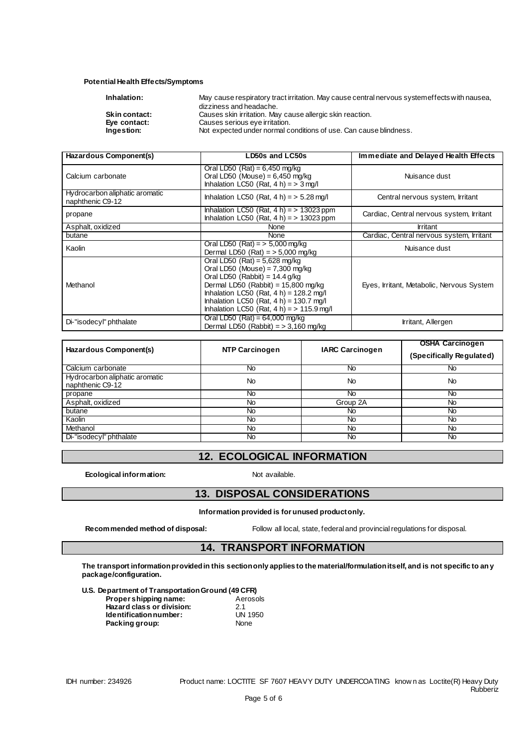**Potential Health Effects/Symptoms**

**Inhalation:** May cause respiratory tract irritation. May cause central nervous system effects with nausea, dizziness and headache.
**Skin contact:** Causes skin irritation. May cause allergic skin reaction.
**Eye contact:** Causes serious eye irritation.
**Ingestion:** Not expected under normal conditions of use. Can cause blindness.

| Hazardous Component(s) | LD50s and LC50s | Immediate and Delayed Health Effects |
|---|---|---|
| Calcium carbonate | Oral LD50 (Rat) = 6,450 mg/kg<br>Oral LD50 (Mouse) = 6,450 mg/kg<br>Inhalation LC50 (Rat, 4 h) = > 3 mg/l | Nuisance dust |
| Hydrocarbon aliphatic aromatic naphthenic C9-12 | Inhalation LC50 (Rat, 4 h) = > 5.28 mg/l | Central nervous system, Irritant |
| propane | Inhalation LC50 (Rat, 4 h) = > 13023 ppm<br>Inhalation LC50 (Rat, 4 h) = > 13023 ppm | Cardiac, Central nervous system, Irritant |
| Asphalt, oxidized | None | Irritant |
| butane | None | Cardiac, Central nervous system, Irritant |
| Kaolin | Oral LD50 (Rat) = > 5,000 mg/kg<br>Dermal LD50 (Rat) = > 5,000 mg/kg | Nuisance dust |
| Methanol | Oral LD50 (Rat) = 5,628 mg/kg<br>Oral LD50 (Mouse) = 7,300 mg/kg<br>Oral LD50 (Rabbit) = 14.4 g/kg<br>Dermal LD50 (Rabbit) = 15,800 mg/kg<br>Inhalation LC50 (Rat, 4 h) = 128.2 mg/l<br>Inhalation LC50 (Rat, 4 h) = 130.7 mg/l<br>Inhalation LC50 (Rat, 4 h) = > 115.9 mg/l | Eyes, Irritant, Metabolic, Nervous System |
| Di-"isodecyl" phthalate | Oral LD50 (Rat) = 64,000 mg/kg<br>Dermal LD50 (Rabbit) = > 3,160 mg/kg | Irritant, Allergen |

| Hazardous Component(s) | NTP Carcinogen | IARC Carcinogen | OSHA Carcinogen (Specifically Regulated) |
|---|---|---|---|
| Calcium carbonate | No | No | No |
| Hydrocarbon aliphatic aromatic naphthenic C9-12 | No | No | No |
| propane | No | No | No |
| Asphalt, oxidized | No | Group 2A | No |
| butane | No | No | No |
| Kaolin | No | No | No |
| Methanol | No | No | No |
| Di-"isodecyl" phthalate | No | No | No |

## 12. ECOLOGICAL INFORMATION

**Ecological information:** Not available.

## 13. DISPOSAL CONSIDERATIONS

**Information provided is for unused product only.**

**Recommended method of disposal:** Follow all local, state, federal and provincial regulations for disposal.

## 14. TRANSPORT INFORMATION

**The transport information provided in this section only applies to the material/formulation itself, and is not specific to any package/configuration.**

**U.S. Department of Transportation Ground (49 CFR)**
**Proper shipping name:** Aerosols
**Hazard class or division:** 2.1
**Identification number:** UN 1950
**Packing group:** None

IDH number: 234926 Product name: LOCTITE SF 7607 HEAVY DUTY UNDERCOATING known as Loctite(R) Heavy Duty Rubberiz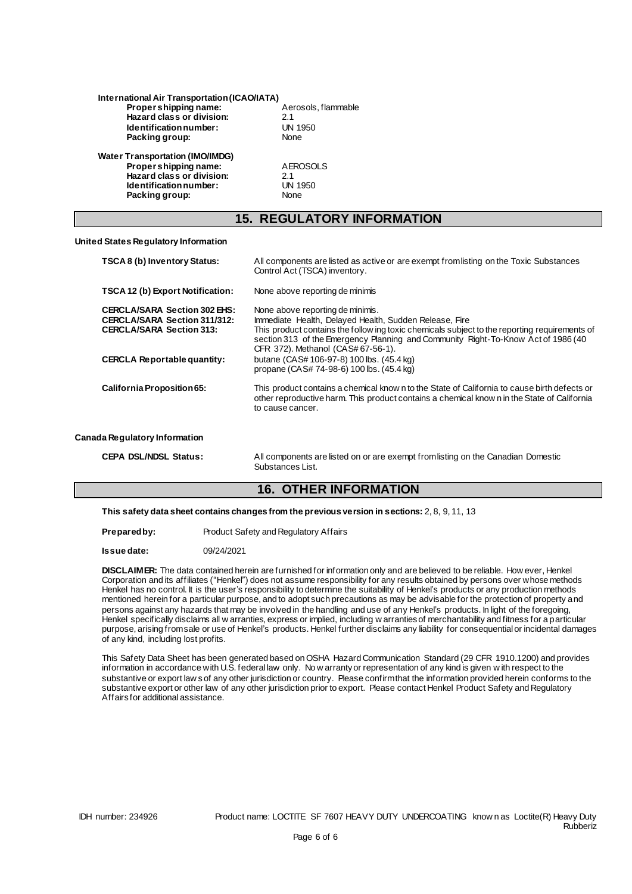**International Air Transportation (ICAO/IATA)**

| | |
|---|---|
| **Proper shipping name:** | Aerosols, flammable |
| **Hazard class or division:** | 2.1 |
| **Identification number:** | UN 1950 |
| **Packing group:** | None |

**Water Transportation (IMO/IMDG)**

| | |
|---|---|
| **Proper shipping name:** | AEROSOLS |
| **Hazard class or division:** | 2.1 |
| **Identification number:** | UN 1950 |
| **Packing group:** | None |

## 15. REGULATORY INFORMATION

**United States Regulatory Information**

| | |
|---|---|
| **TSCA 8 (b) Inventory Status:** | All components are listed as active or are exempt from listing on the Toxic Substances Control Act (TSCA) inventory. |
| **TSCA 12 (b) Export Notification:** | None above reporting de minimis |
| **CERCLA/SARA Section 302 EHS:** | None above reporting de minimis. |
| **CERCLA/SARA Section 311/312:** | Immediate Health, Delayed Health, Sudden Release, Fire |
| **CERCLA/SARA Section 313:** | This product contains the following toxic chemicals subject to the reporting requirements of section 313 of the Emergency Planning and Community Right-To-Know Act of 1986 (40 CFR 372). Methanol (CAS# 67-56-1). |
| **CERCLA Reportable quantity:** | butane (CAS# 106-97-8) 100 lbs. (45.4 kg)<br>propane (CAS# 74-98-6) 100 lbs. (45.4 kg) |
| **California Proposition 65:** | This product contains a chemical known to the State of California to cause birth defects or other reproductive harm. This product contains a chemical known in the State of California to cause cancer. |

**Canada Regulatory Information**

| | |
|---|---|
| **CEPA DSL/NDSL Status:** | All components are listed on or are exempt from listing on the Canadian Domestic Substances List. |

## 16. OTHER INFORMATION

**This safety data sheet contains changes from the previous version in sections:** 2, 8, 9, 11, 13

**Prepared by:** Product Safety and Regulatory Affairs

**Issue date:** 09/24/2021

**DISCLAIMER:** The data contained herein are furnished for information only and are believed to be reliable. However, Henkel Corporation and its affiliates ("Henkel") does not assume responsibility for any results obtained by persons over whose methods Henkel has no control. It is the user's responsibility to determine the suitability of Henkel's products or any production methods mentioned herein for a particular purpose, and to adopt such precautions as may be advisable for the protection of property and persons against any hazards that may be involved in the handling and use of any Henkel's products. In light of the foregoing, Henkel specifically disclaims all warranties, express or implied, including warranties of merchantability and fitness for a particular purpose, arising from sale or use of Henkel's products. Henkel further disclaims any liability for consequential or incidental damages of any kind, including lost profits.

This Safety Data Sheet has been generated based on OSHA Hazard Communication Standard (29 CFR 1910.1200) and provides information in accordance with U.S. federal law only. No warranty or representation of any kind is given with respect to the substantive or export laws of any other jurisdiction or country. Please confirm that the information provided herein conforms to the substantive export or other law of any other jurisdiction prior to export. Please contact Henkel Product Safety and Regulatory Affairs for additional assistance.

IDH number: 234926 Product name: LOCTITE SF 7607 HEAVY DUTY UNDERCOATING known as Loctite(R) Heavy Duty Rubberiz